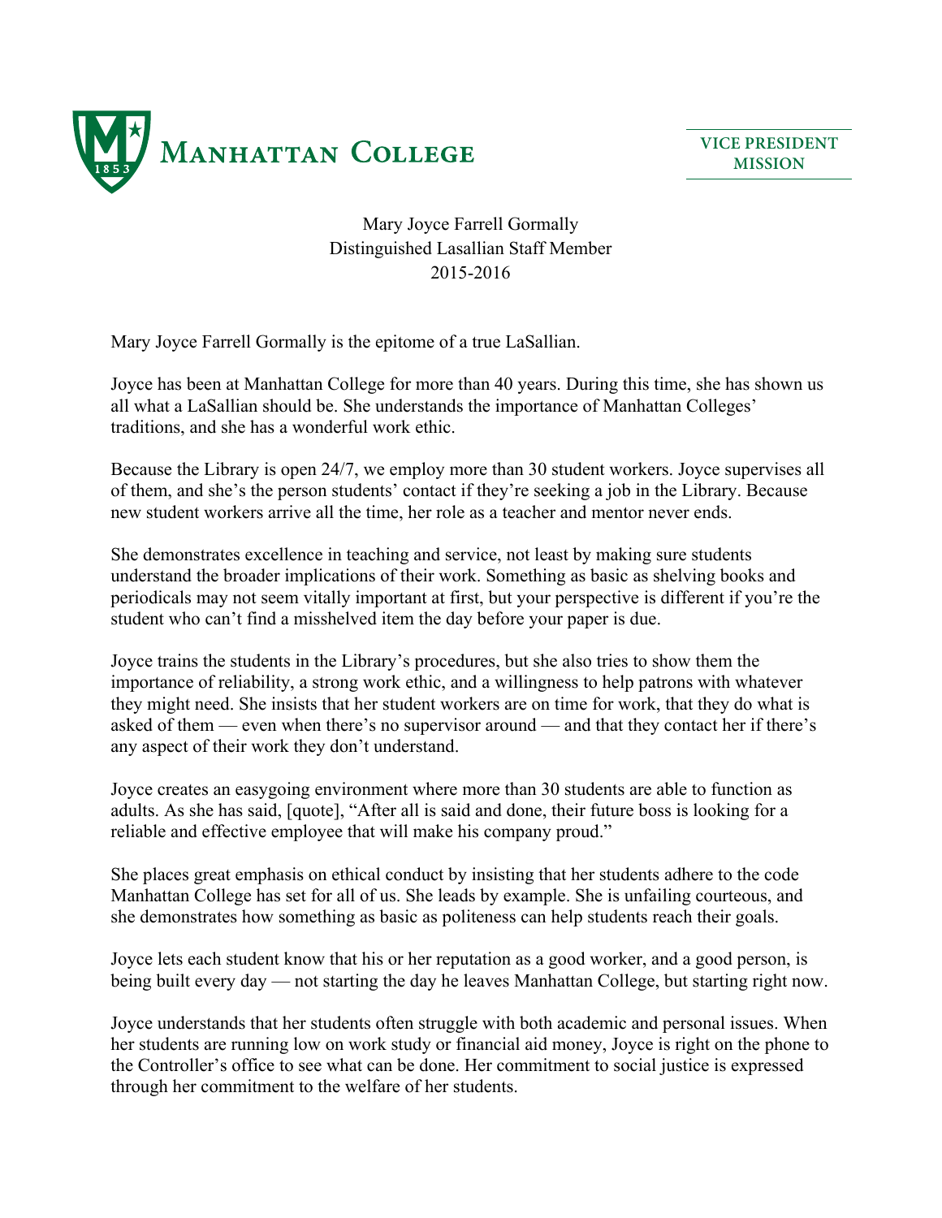MANHATTAN COLLEGE

VICE PRESIDENT
MISSION

Mary Joyce Farrell Gormally
Distinguished Lasallian Staff Member
2015-2016

Mary Joyce Farrell Gormally is the epitome of a true LaSallian.

Joyce has been at Manhattan College for more than 40 years. During this time, she has shown us all what a LaSallian should be. She understands the importance of Manhattan Colleges' traditions, and she has a wonderful work ethic.

Because the Library is open 24/7, we employ more than 30 student workers. Joyce supervises all of them, and she's the person students' contact if they're seeking a job in the Library. Because new student workers arrive all the time, her role as a teacher and mentor never ends.

She demonstrates excellence in teaching and service, not least by making sure students understand the broader implications of their work. Something as basic as shelving books and periodicals may not seem vitally important at first, but your perspective is different if you're the student who can't find a misshelved item the day before your paper is due.

Joyce trains the students in the Library's procedures, but she also tries to show them the importance of reliability, a strong work ethic, and a willingness to help patrons with whatever they might need. She insists that her student workers are on time for work, that they do what is asked of them — even when there's no supervisor around — and that they contact her if there's any aspect of their work they don't understand.

Joyce creates an easygoing environment where more than 30 students are able to function as adults. As she has said, [quote], "After all is said and done, their future boss is looking for a reliable and effective employee that will make his company proud."

She places great emphasis on ethical conduct by insisting that her students adhere to the code Manhattan College has set for all of us. She leads by example. She is unfailing courteous, and she demonstrates how something as basic as politeness can help students reach their goals.

Joyce lets each student know that his or her reputation as a good worker, and a good person, is being built every day — not starting the day he leaves Manhattan College, but starting right now.

Joyce understands that her students often struggle with both academic and personal issues. When her students are running low on work study or financial aid money, Joyce is right on the phone to the Controller's office to see what can be done. Her commitment to social justice is expressed through her commitment to the welfare of her students.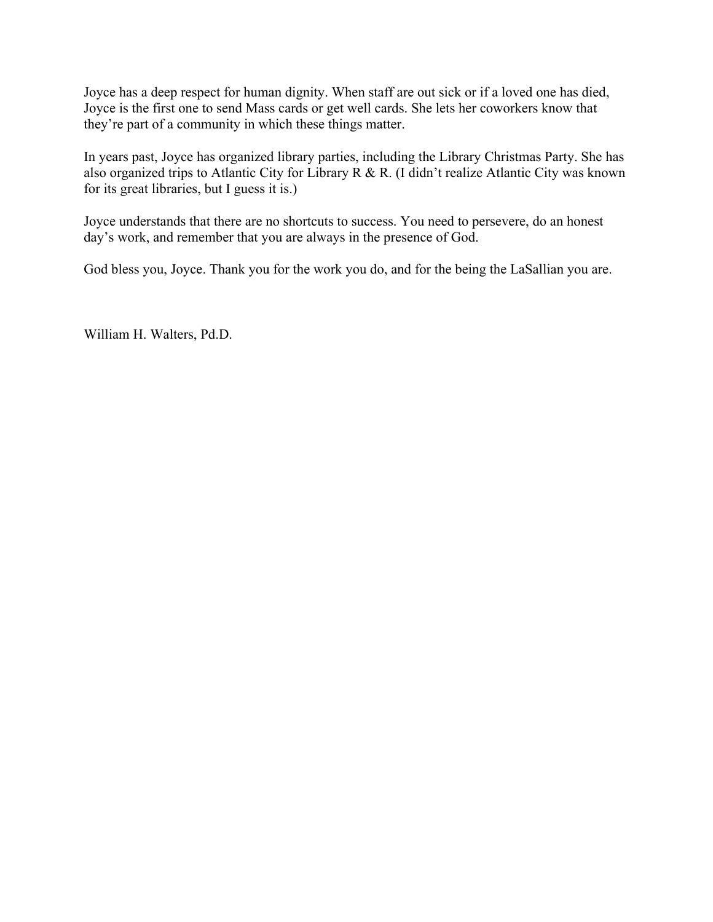Joyce has a deep respect for human dignity. When staff are out sick or if a loved one has died, Joyce is the first one to send Mass cards or get well cards. She lets her coworkers know that they're part of a community in which these things matter.

In years past, Joyce has organized library parties, including the Library Christmas Party. She has also organized trips to Atlantic City for Library R & R. (I didn't realize Atlantic City was known for its great libraries, but I guess it is.)

Joyce understands that there are no shortcuts to success. You need to persevere, do an honest day's work, and remember that you are always in the presence of God.

God bless you, Joyce. Thank you for the work you do, and for the being the LaSallian you are.

William H. Walters, Pd.D.